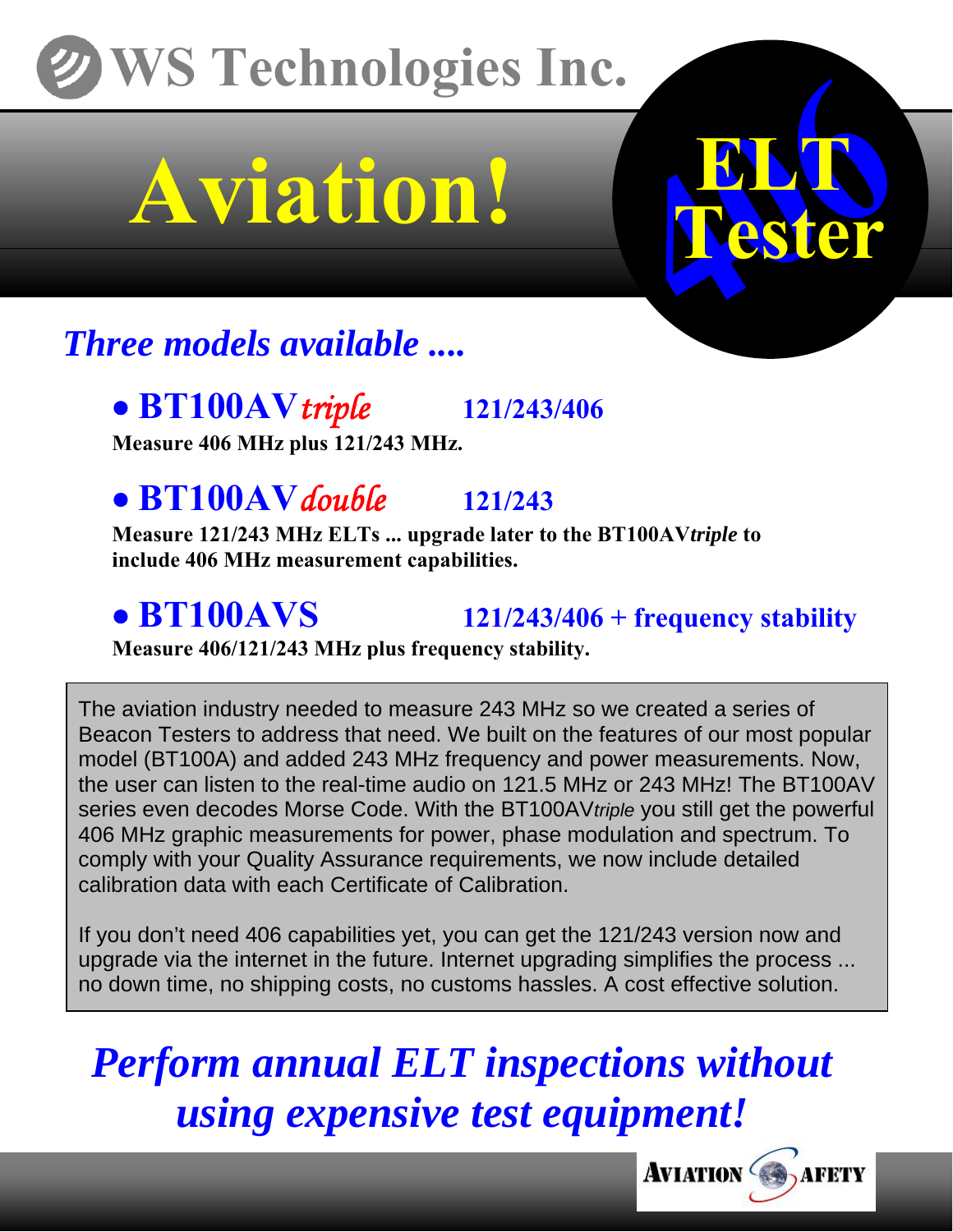# WS Technologies Inc.

# Aviation!

## ELT 406 Tester

*Three models available ....*

- **BT100AV*triple*** **121/243/406**

**Measure 406 MHz plus 121/243 MHz.**

- **BT100AV*double*** **121/243**

**Measure 121/243 MHz ELTs ... upgrade later to the BT100AV*triple* to include 406 MHz measurement capabilities.**

- **BT100AVS** **121/243/406 + frequency stability**

**Measure 406/121/243 MHz plus frequency stability.**

The aviation industry needed to measure 243 MHz so we created a series of Beacon Testers to address that need. We built on the features of our most popular model (BT100A) and added 243 MHz frequency and power measurements. Now, the user can listen to the real-time audio on 121.5 MHz or 243 MHz! The BT100AV series even decodes Morse Code. With the BT100AV*triple* you still get the powerful 406 MHz graphic measurements for power, phase modulation and spectrum. To comply with your Quality Assurance requirements, we now include detailed calibration data with each Certificate of Calibration.

If you don't need 406 capabilities yet, you can get the 121/243 version now and upgrade via the internet in the future. Internet upgrading simplifies the process ... no down time, no shipping costs, no customs hassles. A cost effective solution.

***Perform annual ELT inspections without using expensive test equipment!***

AVIATION SAFETY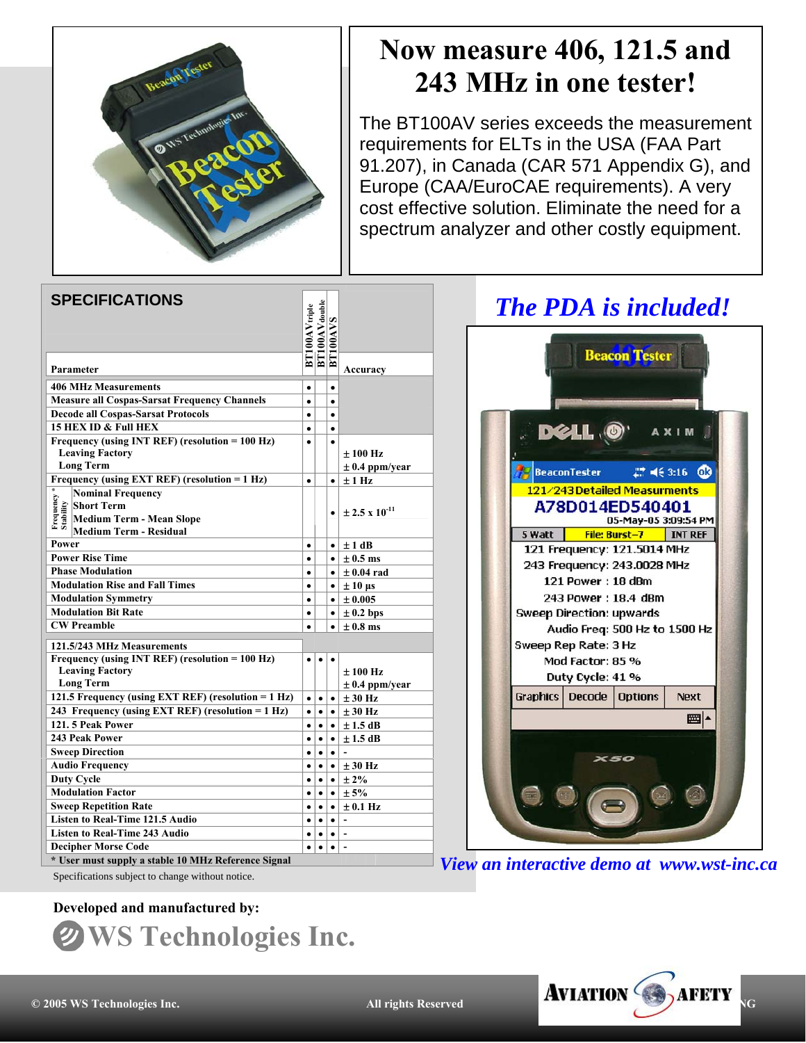# Now measure 406, 121.5 and 243 MHz in one tester!

The BT100AV series exceeds the measurement requirements for ELTs in the USA (FAA Part 91.207), in Canada (CAR 571 Appendix G), and Europe (CAA/EuroCAE requirements). A very cost effective solution. Eliminate the need for a spectrum analyzer and other costly equipment.

## SPECIFICATIONS

| Parameter | BT100AVtriple | BT100AVdouble | BT100AVS | Accuracy |
|---|---|---|---|---|
| **406 MHz Measurements** | • | | • | |
| Measure all Cospas-Sarsat Frequency Channels | • | | • | |
| Decode all Cospas-Sarsat Protocols | • | | • | |
| 15 HEX ID & Full HEX | • | | • | |
| Frequency (using INT REF) (resolution = 100 Hz)<br>Leaving Factory<br>Long Term | • | | • | <br>± 100 Hz<br>± 0.4 ppm/year |
| Frequency (using EXT REF) (resolution = 1 Hz) | • | | • | ± 1 Hz |
| Frequency Stability*: Nominal Frequency<br>Short Term<br>Medium Term - Mean Slope<br>Medium Term - Residual | | | • | $\pm 2.5 \times 10^{-11}$ |
| Power | • | | • | ± 1 dB |
| Power Rise Time | • | | • | ± 0.5 ms |
| Phase Modulation | • | | • | ± 0.04 rad |
| Modulation Rise and Fall Times | • | | • | ± 10 µs |
| Modulation Symmetry | • | | • | ± 0.005 |
| Modulation Bit Rate | • | | • | ± 0.2 bps |
| CW Preamble | • | | • | ± 0.8 ms |
| **121.5/243 MHz Measurements** | | | | |
| Frequency (using INT REF) (resolution = 100 Hz)<br>Leaving Factory<br>Long Term | • | • | • | <br>± 100 Hz<br>± 0.4 ppm/year |
| 121.5 Frequency (using EXT REF) (resolution = 1 Hz) | • | • | • | ± 30 Hz |
| 243 Frequency (using EXT REF) (resolution = 1 Hz) | • | • | • | ± 30 Hz |
| 121. 5 Peak Power | • | • | • | ± 1.5 dB |
| 243 Peak Power | • | • | • | ± 1.5 dB |
| Sweep Direction | • | • | • | - |
| Audio Frequency | • | • | • | ± 30 Hz |
| Duty Cycle | • | • | • | ± 2% |
| Modulation Factor | • | • | • | ± 5% |
| Sweep Repetition Rate | • | • | • | ± 0.1 Hz |
| Listen to Real-Time 121.5 Audio | • | • | • | - |
| Listen to Real-Time 243 Audio | • | • | • | - |
| Decipher Morse Code | • | • | • | - |

\* User must supply a stable 10 MHz Reference Signal

Specifications subject to change without notice.

## *The PDA is included!*

*View an interactive demo at www.wst-inc.ca*

**Developed and manufactured by:**

**WS Technologies Inc.**

© 2005 WS Technologies Inc. All rights Reserved